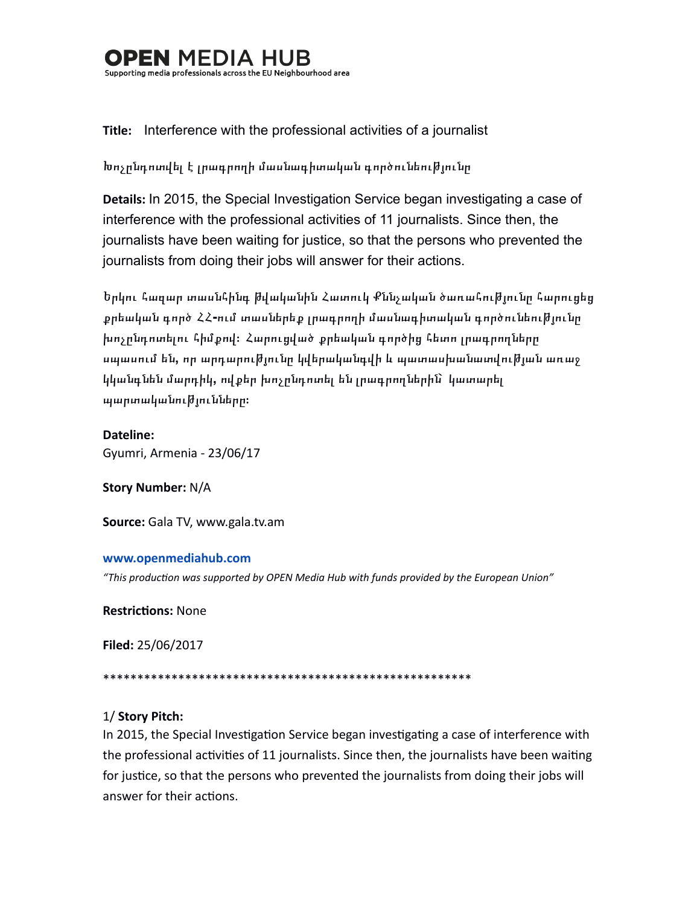# OPEN MEDIA HUB
Supporting media professionals across the EU Neighbourhood area

**Title:** Interference with the professional activities of a journalist

Խոչընդոտվել է լրագրողի մասնագիտական գործունեությունը

**Details:** In 2015, the Special Investigation Service began investigating a case of interference with the professional activities of 11 journalists. Since then, the journalists have been waiting for justice, so that the persons who prevented the journalists from doing their jobs will answer for their actions.

Երկու հազար տասնհինգ թվականին Հատուկ Քննչական ծառայությունը հարուցեց քրեական գործ ՀՀ-ում տասներեք լրագրողի մասնագիտական գործունեությունը խոչընդոտելու հիմքով: Հարուցված քրեական գործից հետո լրագրողները սպասում են, որ արդարությունը կվերականգնվի և պատասխանատվության առաջ կկանգնեն մարդիկ, ովքեր խոչընդոտել են լրագրողներին կատարել պարտականությունները:

**Dateline:**
Gyumri, Armenia - 23/06/17

**Story Number:** N/A

**Source:** Gala TV, www.gala.tv.am

**www.openmediahub.com**

*"This production was supported by OPEN Media Hub with funds provided by the European Union"*

**Restrictions:** None

**Filed:** 25/06/2017

*******************************************************

1/ **Story Pitch:**

In 2015, the Special Investigation Service began investigating a case of interference with the professional activities of 11 journalists. Since then, the journalists have been waiting for justice, so that the persons who prevented the journalists from doing their jobs will answer for their actions.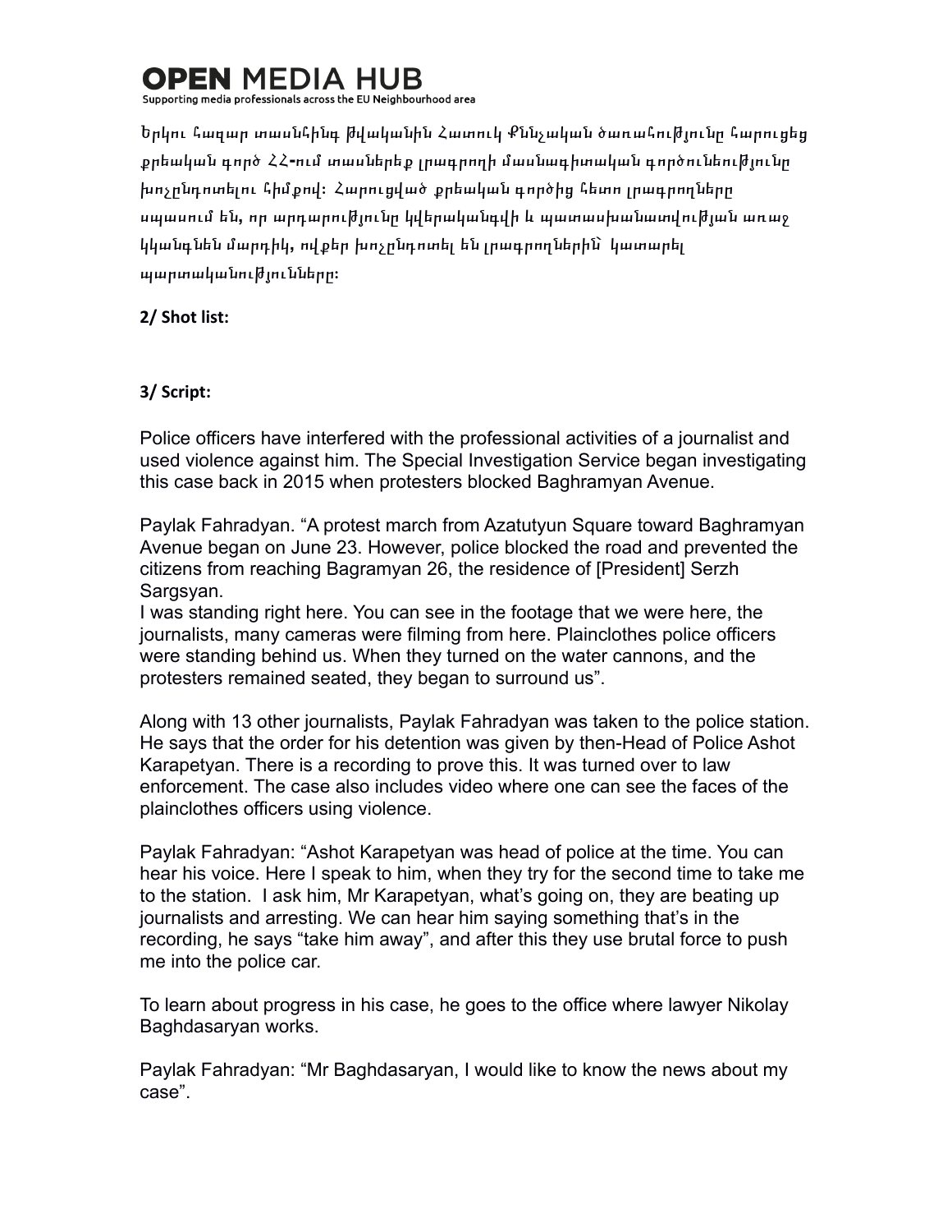Երկու հազար տասնհինգ թվականին Հատուկ Քննչական ծառայությունը հարուցեց քրեական գործ ՀՀ-ում տասներեք լրագրողի մասնագիտական գործունեությունը խոչընդոտելու հիմքով: Հարուցված քրեական գործից հետո լրագրողները սպասում են, որ արդարությունը կվերականգնվի և պատասխանատվության առաջ կկանգնեն մարդիկ, ովքեր խոչընդոտել են լրագրողներին՝ կատարել պարտականությունները:

**2/ Shot list:**

**3/ Script:**

Police officers have interfered with the professional activities of a journalist and used violence against him. The Special Investigation Service began investigating this case back in 2015 when protesters blocked Baghramyan Avenue.

Paylak Fahradyan. "A protest march from Azatutyun Square toward Baghramyan Avenue began on June 23. However, police blocked the road and prevented the citizens from reaching Bagramyan 26, the residence of [President] Serzh Sargsyan.
I was standing right here. You can see in the footage that we were here, the journalists, many cameras were filming from here. Plainclothes police officers were standing behind us. When they turned on the water cannons, and the protesters remained seated, they began to surround us".

Along with 13 other journalists, Paylak Fahradyan was taken to the police station. He says that the order for his detention was given by then-Head of Police Ashot Karapetyan. There is a recording to prove this. It was turned over to law enforcement. The case also includes video where one can see the faces of the plainclothes officers using violence.

Paylak Fahradyan: "Ashot Karapetyan was head of police at the time. You can hear his voice. Here I speak to him, when they try for the second time to take me to the station. I ask him, Mr Karapetyan, what's going on, they are beating up journalists and arresting. We can hear him saying something that's in the recording, he says "take him away", and after this they use brutal force to push me into the police car.

To learn about progress in his case, he goes to the office where lawyer Nikolay Baghdasaryan works.

Paylak Fahradyan: "Mr Baghdasaryan, I would like to know the news about my case".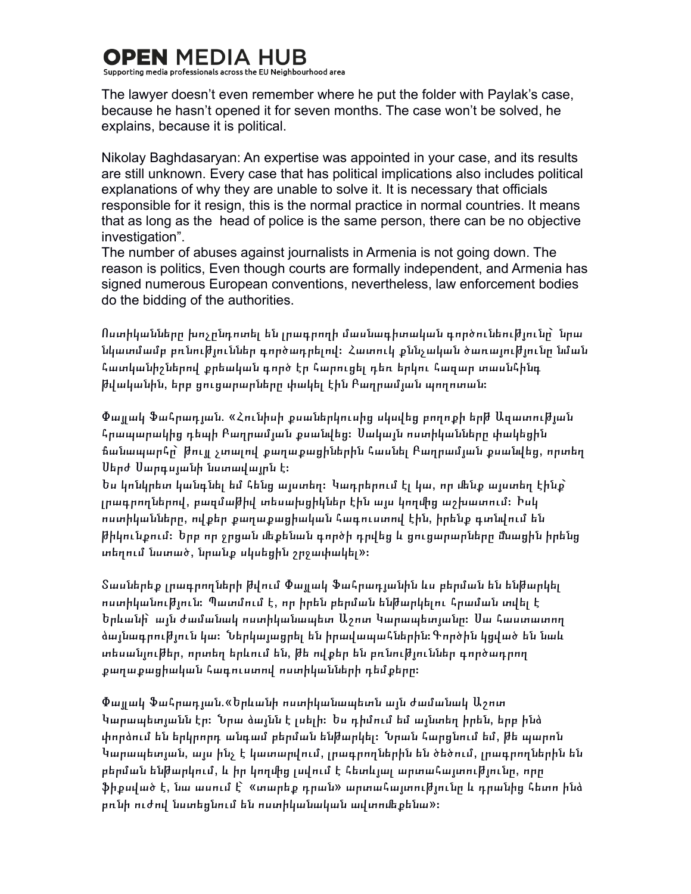The lawyer doesn't even remember where he put the folder with Paylak's case, because he hasn't opened it for seven months. The case won't be solved, he explains, because it is political.

Nikolay Baghdasaryan: An expertise was appointed in your case, and its results are still unknown. Every case that has political implications also includes political explanations of why they are unable to solve it. It is necessary that officials responsible for it resign, this is the normal practice in normal countries. It means that as long as the head of police is the same person, there can be no objective investigation".

The number of abuses against journalists in Armenia is not going down. The reason is politics, Even though courts are formally independent, and Armenia has signed numerous European conventions, nevertheless, law enforcement bodies do the bidding of the authorities.

Ոստիկանները խոչընդոտել են լրագրողի մասնագիտական գործունեությունը՝ նրա նկատմամբ բռնություններ գործադրելով: Հատուկ քննչական ծառայությունը նման հատկանիշներով քրեական գործ էր հարուցել դեռ երկու հազար տասնհինգ թվականին, երբ ցուցարարները փակել էին Բաղրամյան պողոտան:

Փայլակ Ֆահրադյան. «Հունիսի քսաներկուսից սկսվեց բողոքի երթ Ազատության հրապարակից դեպի Բաղրամյան քսանվեց: Սակայն ոստիկանները փակեցին ճանապարհը՝ թույլ չտալով քաղաքացիներին հասնել Բաղրամյան քսանվեց, որտեղ Սերժ Սարգսյանի նստավայրն է:

Ես կոնկրետ կանգնել եմ հենց այստեղ: Կադրերում էլ կա, որ մենք այստեղ էինք՝ լրագրողներով, բազմաթիվ տեսախցիկներ էին այս կողմից աշխատում: Իսկ ոստիկանները, ովքեր քաղաքացիական հագուստով էին, իրենք գտնվում են թիկունքում: Երբ որ ջրցան մեքենան գործի դրվեց և ցուցարարները մնացին իրենց տեղում նստած, նրանք սկսեցին շրջափակել»:

Տասներեք լրագրողների թվում Փայլակ Ֆահրադյանին ևս բերման են ենթարկել ոստիկանություն: Պատմում է, որ իրեն բերման ենթարկելու հրաման տվել է Երևանի՝ այն ժամանակ ոստիկանպետ Աշոտ Կարապետյանը: Սա հաստատող ձայնագրություն կա: Ներկայացրել են իրավապահներին: Գործին կցված են նաև տեսանյութեր, որտեղ երևում են, թե ովքեր են բռնություններ գործադրող քաղաքացիական հագուստով ոստիկանների դեմքերը:

Փայլակ Ֆահրադյան.«Երևանի ոստիկանապետն այն ժամանակ Աշոտ Կարապետյանն էր: Նրա ձայնն է լսելի: Ես դիմում եմ այնտեղ իրեն, երբ ինձ փորձում են երկրորդ անգամ բերման ենթարկել: Նրան հարցնում եմ, թե պարոն Կարապետյան, այս ինչ է կատարվում, լրագրողներին են ծեծում, լրագրողներին են բերման ենթարկում, և իր կողմից լսվում է հետևյալ արտահայտությունը, որը ֆիքսված է, նա ասում է՝ «տարեք դրան» արտահայտությունը և դրանից հետո ինձ բռնի ուժով նստեցնում են ոստիկանական ավտոմեքենա»: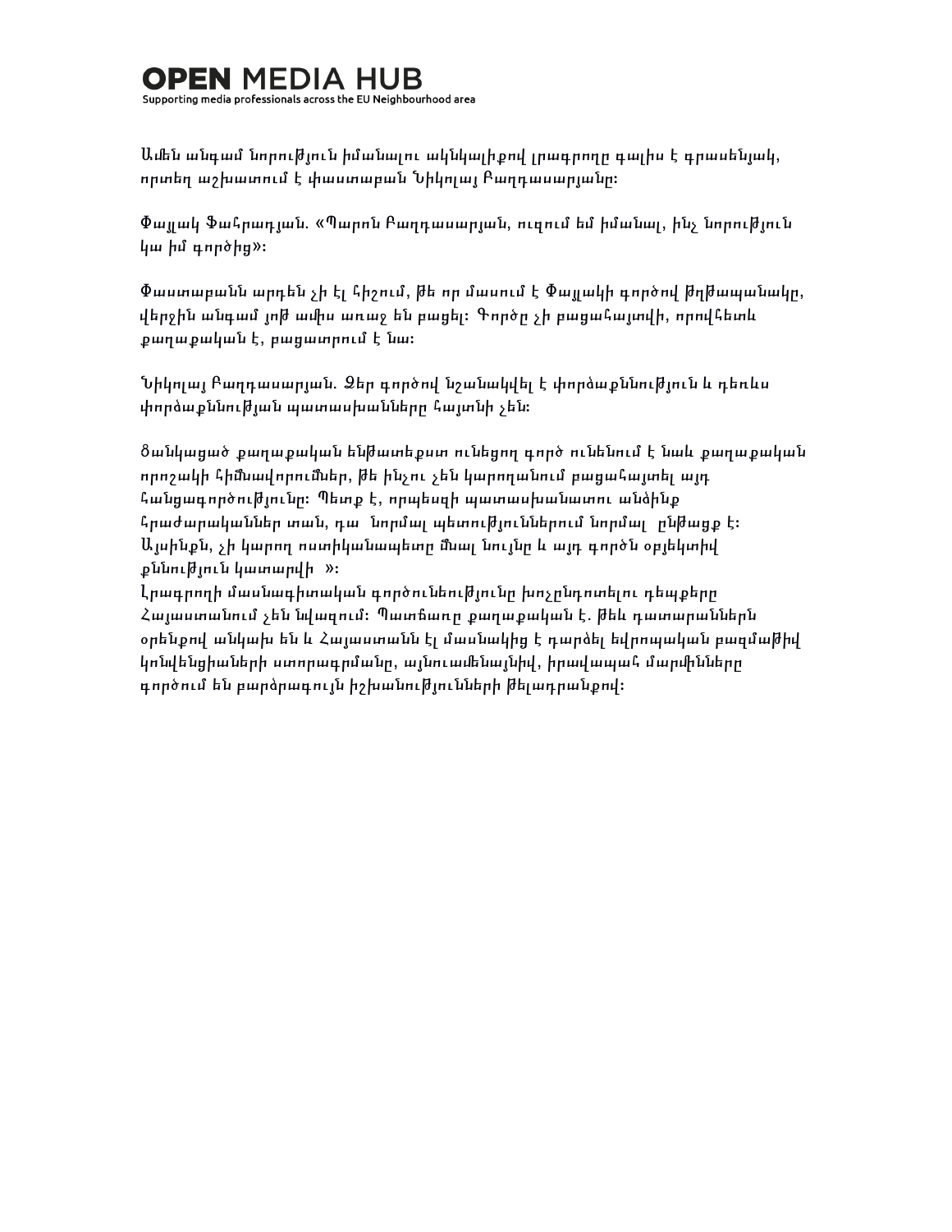Ամեն անգամ նորություն իմանալու ակնկալիքով լրագրողը գալիս է գրասենյակ, որտեղ աշխատում է փաստաբան Նիկոլայ Բաղդասարյանը:

Փայլակ Ֆահրադյան. «Պարոն Բաղդասարյան, ուզում եմ իմանալ, ինչ նորություն կա իմ գործից»:

Փաստաբանն արդեն չի էլ հիշում, թե որ մասում է Փայլակի գործով թղթապանակը, վերջին անգամ կոթ ամիս առաջ են բացել: Գործը չի բացահայտվի, որովհետև քաղաքական է, բացատրում է նա:

Նիկոլայ Բաղդասարյան. Ձեր գործով նշանակվել է փորձաքննություն և դեռևս փորձաքննության պատասխանները հայտնի չեն:

Ցանկացած քաղաքական ենթատեքստ ունեցող գործ ունենում է նաև քաղաքական որոշակի հիմնավորումներ, թե ինչու չեն կարողանում բացահայտել այդ հանցագործությունը: Պետք է, որպեսզի պատասխանատու անձինք հրաժարականներ տան, դա նորմալ պետություններում նորմալ ընթացք է: Այսինքն, չի կարող ոստիկանապետը մնալ նույնը և այդ գործն օբյեկտիվ քննություն կատարվի »:

Լրագրողի մասնագիտական գործունեությունը խոչընդոտելու դեպքերը Հայաստանում չեն նվազում: Պատճառը քաղաքական է. թեև դատարաններն օրենքով անկախ են և Հայաստանն էլ մասնակից է դարձել եվրոպական բազմաթիվ կոնվենցիաների ստորագրմանը, այնուամենայնիվ, իրավապահ մարմինները գործում են բարձրագույն իշխանությունների թելադրանքով: